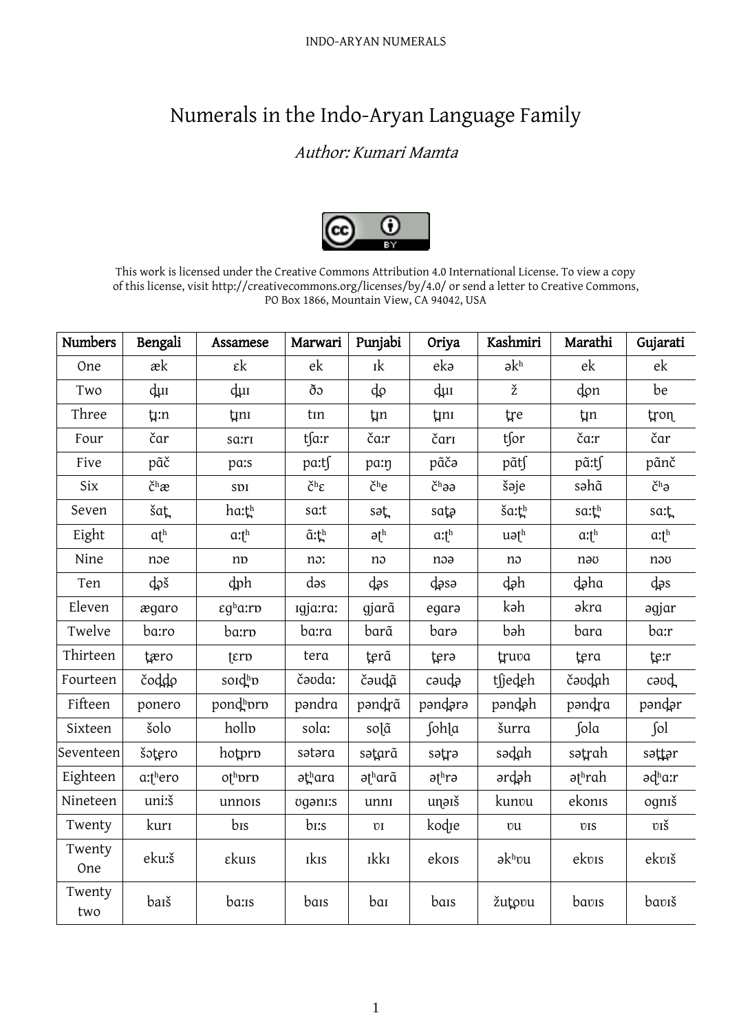# Numerals in the Indo-Aryan Language Family

*Author: Kumari Mamta*

This work is licensed under the Creative Commons Attribution 4.0 International License. To view a copy of this license, visit http://creativecommons.org/licenses/by/4.0/ or send a letter to Creative Commons, PO Box 1866, Mountain View, CA 94042, USA

| Numbers | Bengali | Assamese | Marwari | Punjabi | Oriya | Kashmiri | Marathi | Gujarati |
|---|---|---|---|---|---|---|---|---|
| One | æk | ɛk | ek | ɪk | ekə | əkʰ | ek | ek |
| Two | d̪ɰɪ | d̪ɰɪ | ðɔ | d̪o̞ | d̪ɰɪ | ž | d̪o̞n | be |
| Three | t̪ɪ:n | t̪ɪnɪ | tɪn | t̪ɪn | t̪ɪnɪ | t̪re | t̪ɪn | t̪roɳ |
| Four | čar | sɑ:rɪ | tʃɑ:r | čɑ:r | čɑrɪ | tʃor | čɑ:r | čar |
| Five | pãč | pɑ:s | pɑ:tʃ | pɑ:ŋ | pãčə | pãtʃ | pã:tʃ | pãnč |
| Six | čʰæ | sɒɪ | čʰɛ | čʰe | čʰəə | šəje | səhã | čʰə |
| Seven | šɑt̪ | hɑ:t̪ʰ | sɑ:t | sət̪ | sɑt̪ə | šɑ:t̪ʰ | sɑ:t̪ʰ | sɑ:t̪ |
| Eight | ɑʈʰ | ɑ:ʈʰ | ã:t̪ʰ | əʈʰ | ɑ:ʈʰ | uəʈʰ | ɑ:ʈʰ | ɑ:ʈʰ |
| Nine | nɔe | nɒ | nɔ: | nɔ | nɔə | nɔ | nəʊ | nɔʊ |
| Ten | d̪ɔš | d̪ɒh | dəs | d̪əs | d̪əsə | d̪əh | d̪əhɑ | d̪əs |
| Eleven | ægɑro | ɛgʰɑ:rɒ | ɪgjɑ:rɑ: | gjɑrã | egɑrə | kəh | əkrɑ | əgjar |
| Twelve | bɑ:ro | bɑ:rɒ | bɑ:rɑ | bɑrã | bɑrə | bəh | bɑrɑ | bɑ:r |
| Thirteen | t̪æro | t̪ɛrɒ | terɑ | t̪erã | t̪erə | t̪ruʊɑ | t̪erɑ | t̪e:r |
| Fourteen | čod̪d̪o | soɪd̪ʰɒ | čəʊdɑ: | čəud̪ã | cəud̪ə | tʃjed̪eh | čəʊd̪ɑh | cəʊd̪ |
| Fifteen | ponero | pond̪ʰɒrɒ | pəndrɑ | pənd̪rã | pənd̪ərə | pənd̪əh | pənd̪rɑ | pənd̪ər |
| Sixteen | šolo | hollɒ | solɑ: | soɭã | ʃohɭɑ | šurrɑ | ʃolɑ | ʃol |
| Seventeen | šot̪ero | hot̪rɒ | sətərɑ | sət̪ɑrã | sət̪rə | səd̪ɑh | sət̪rɑh | sət̪t̪ər |
| Eighteen | ɑ:ʈʰero | oʈʰɒrɒ | əʈʰɑrɑ | əʈʰɑrã | əʈʰrə | ərd̪əh | əʈʰrɑh | əd̪ʰɑ:r |
| Nineteen | uni:š | unnoɪs | ʊgənɪ:s | unnɪ | uɳəiš | kunʊu | ekonɪs | ognɪš |
| Twenty | kurɪ | bɪs | bɪ:s | ʋɪ | kodɭe | ʋu | ʋɪs | ʋɪš |
| Twenty One | eku:š | ɛkuɪs | ɪkɪs | ɪkkɪ | ekoɪs | əkʰʊu | ekʊɪs | ekʊɪš |
| Twenty two | bɑɪš | bɑ:ɪs | bɑɪs | bɑɪ | bɑɪs | žut̪ɒʊu | bɑʊɪs | bɑʊɪš |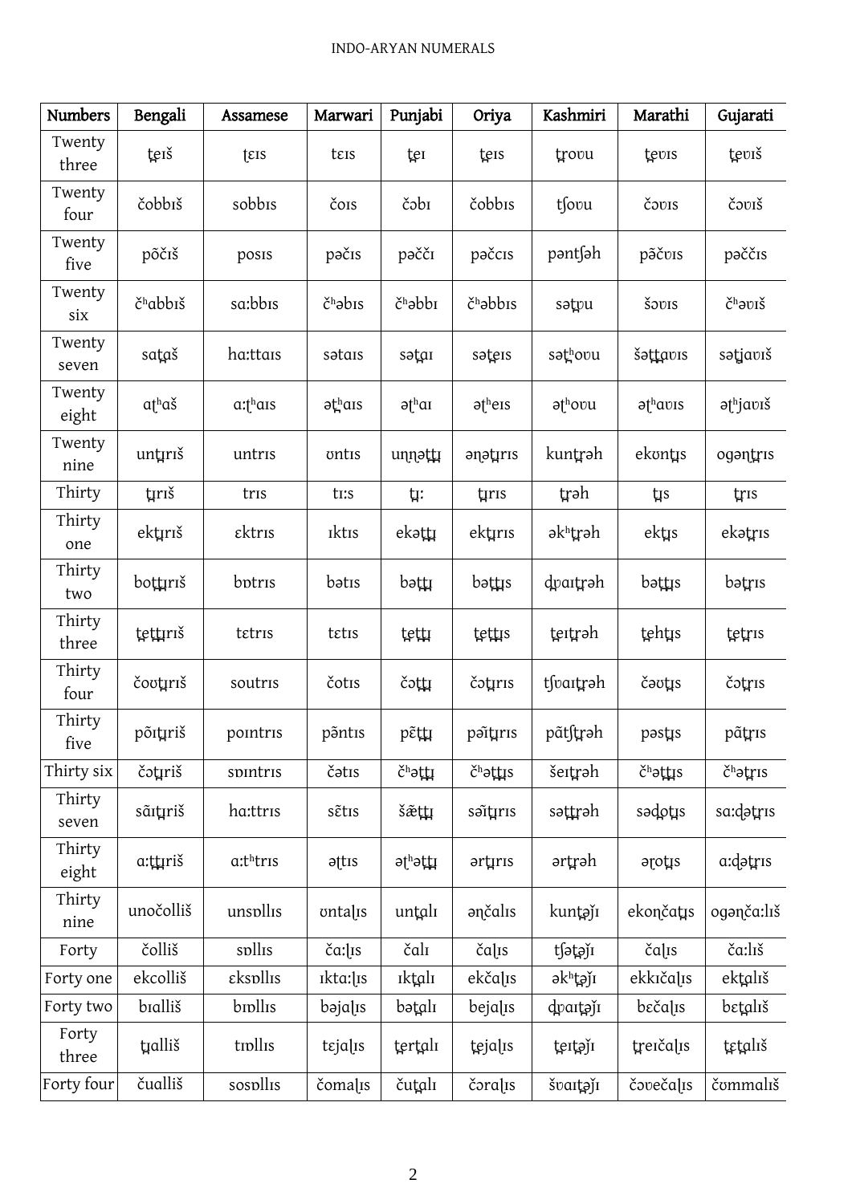| Numbers | Bengali | Assamese | Marwari | Punjabi | Oriya | Kashmiri | Marathi | Gujarati |
|---|---|---|---|---|---|---|---|---|
| Twenty three | t̪eɪš | t̪ɛɪs | tɛɪs | t̪eɪ | t̪eɪs | t̪roʊu | t̪eʊɪs | t̪eʊɪš |
| Twenty four | čobbɪš | sobbɪs | čoɪs | čəbɪ | čobbɪs | tʃoʊu | čəʊɪs | čəʊɪš |
| Twenty five | põčiš | posɪs | pəčɪs | pəččɪ | pəčcɪs | pəntʃəh | pə̃čʊɪs | pəččɪs |
| Twenty six | čʰabbɪš | sɑ:bbɪs | čʰəbɪs | čʰəbbɪ | čʰəbbɪs | sət̪ɒu | šəʊɪs | čʰəʊɪš |
| Twenty seven | sat̪aš | hɑ:ttaɪs | sətaɪs | sət̪aɪ | sət̪eɪs | sət̪ʰoʊu | šət̪t̪aʊɪs | sət̪jaʊɪš |
| Twenty eight | ɑt̪ʰaš | ɑ:t̪ʰaɪs | ət̪ʰaɪs | ət̪ʰaɪ | ət̪ʰeɪs | ət̪ʰoʊu | ət̪ʰaʊɪs | ət̪ʰjaʊɪš |
| Twenty nine | unt̪rɪš | untrɪs | ʊntɪs | uɳɳət̪t̪ɪ | əɳət̪ɪrɪs | kunt̪rəh | ekʊnt̪ɪs | ogənt̪rɪs |
| Thirty | t̪rɪš | trɪs | tɪ:s | t̪ɪ: | t̪ɪrɪs | t̪rəh | t̪ɪs | t̪rɪs |
| Thirty one | ekt̪rɪš | ɛktrɪs | ɪktɪs | ekət̪t̪ɪ | ekt̪ɪrɪs | əkʰt̪rəh | ekt̪ɪs | ekət̪rɪs |
| Thirty two | bot̪t̪rɪš | bɒtrɪs | bətɪs | bət̪t̪ɪ | bət̪t̪ɪs | d̪ɒaɪt̪rəh | bət̪t̪ɪs | bət̪rɪs |
| Thirty three | t̪et̪t̪rɪš | tɛtrɪs | tɛtɪs | t̪et̪t̪ɪ | t̪et̪t̪ɪs | t̪eɪt̪rəh | t̪eht̪ɪs | t̪et̪rɪs |
| Thirty four | čoʊt̪rɪš | soutrɪs | čotɪs | čot̪t̪ɪ | čot̪ɪrɪs | tʃʊaɪt̪rəh | čəʊt̪ɪs | čot̪rɪs |
| Thirty five | põɪt̪riš | poɪntrɪs | pə̃ntɪs | pɛ̃t̪t̪ɪ | pə̃ɪt̪ɪrɪs | pə̃tʃt̪rəh | pəst̪ɪs | pə̃t̪rɪs |
| Thirty six | čot̪riš | sɒɪntrɪs | čətɪs | čʰət̪t̪ɪ | čʰət̪t̪ɪs | šeɪt̪rəh | čʰət̪t̪ɪs | čʰət̪rɪs |
| Thirty seven | sãɪt̪rɪš | hɑ:ttrɪs | sɛ̃tɪs | šæ̃t̪t̪ɪ | sə̃ɪt̪ɪrɪs | sət̪t̪rəh | səd̪ot̪ɪs | sɑ:d̪ət̪rɪs |
| Thirty eight | ɑ:t̪t̪rɪš | ɑ:tʰtrɪs | ət̪tɪs | ət̪ʰət̪t̪ɪ | ərt̪ɪrɪs | ərt̪rəh | əɽot̪ɪs | ɑ:d̪ət̪rɪs |
| Thirty nine | unočolliš | unsɒllɪs | ʊntaḷɪs | unt̪alɪ | əɳčalɪs | kunt̪əǰɪ | ekoɳčat̪ɪs | ogəɳča:lɪš |
| Forty | čolliš | sɒllɪs | ča:ḷɪs | čalɪ | čaḷɪs | tʃət̪əǰɪ | čaḷɪs | ča:lɪš |
| Forty one | ekcolliš | ɛksɒllɪs | ɪkta:ḷɪs | ɪkt̪alɪ | ekčaḷɪs | əkʰt̪əǰɪ | ekkɪčaḷɪs | ekt̪alɪš |
| Forty two | bɪalliš | bɪɒllɪs | bəjaḷɪs | bət̪alɪ | bejaḷɪs | d̪ɒaɪt̪əǰɪ | bɛčaḷɪs | bɛt̪alɪš |
| Forty three | t̪ɪalliš | tɪɒllɪs | tɛjaḷɪs | t̪ert̪alɪ | t̪ejaḷɪs | t̪eɪt̪əǰɪ | t̪reɪčaḷɪs | t̪ɛt̪alɪš |
| Forty four | čualliš | sosɒllɪs | čomaḷɪs | čut̪alɪ | čoraḷɪs | šʊaɪt̪əǰɪ | čəʊečaḷɪs | čʊmmalɪš |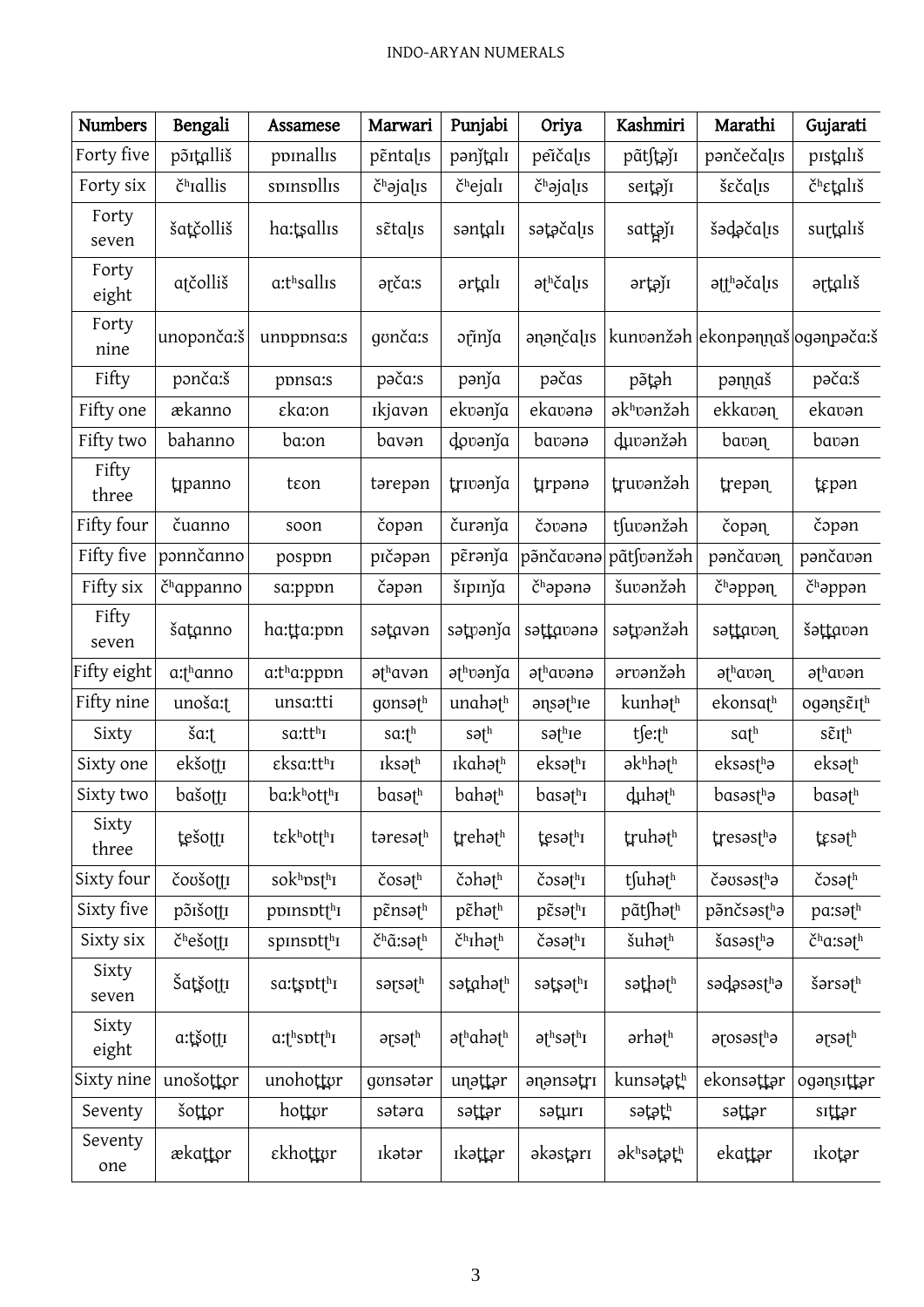| Numbers | Bengali | Assamese | Marwari | Punjabi | Oriya | Kashmiri | Marathi | Gujarati |
|---|---|---|---|---|---|---|---|---|
| Forty five | pɔ̃ʈ̪alliš | pɒinallɪs | pɛ̃ntaɭɪs | pənǰʈ̪alɪ | peĩčaɭɪs | pãʃʈ̪əǰɪ | pənčečaɭɪs | pɪsʈ̪alɪš |
| Forty six | čʰɪallis | sɒɪnsɒllɪs | čʰəjaɭɪs | čʰejalɪ | čʰəjaɭɪs | seɪʈ̪əǰɪ | šečaɭɪs | čʰɛʈ̪alɪš |
| Forty seven | šaʈ̪čolliš | ha:ʈ̪sallɪs | sɛ̃taɭɪs | sənʈ̪alɪ | səʈ̪əčaɭɪs | saʈʈ̪əǰɪ | šəɖ̪əčaɭɪs | suɽʈ̪alɪš |
| Forty eight | aʈčolliš | a:tʰsallɪs | əɽča:s | əɾʈ̪alɪ | əʈʰčaɭɪs | əɾʈ̪əǰɪ | əʈʈʰəčaɭɪs | əɽʈ̪alɪš |
| Forty nine | unopɔnča:š | unɒpɒnsa:s | gʊnča:s | ɔɾ̃inǰa | ənənčaɭɪs | kunʋənžəh | ekonpəɳɳaš | ogənpəča:š |
| Fifty | pɔnča:š | pɒnsa:s | pəča:s | pənǰa | pəčas | pə̃ʈ̪əh | pəɳɳaš | pəča:š |
| Fifty one | ækanno | ɛka:on | ɪkjavən | ekʋənǰa | ekaʋənə | əkʰʋənžəh | ekkaʋəɳ | ekaʋən |
| Fifty two | bahanno | ba:on | bavən | ɖ̪oʋənǰa | baʋənə | ɖ̪uʋənžəh | baʋəɳ | baʋən |
| Fifty three | ʈ̪ɪpanno | tɛon | tərepən | ʈ̪rɪʋənǰa | ʈ̪ɪrpənə | ʈ̪ruʋənžəh | ʈ̪repəɳ | ʈ̪ɛpən |
| Fifty four | čuanno | soon | čopən | čurənǰa | čɔʋənə | tʃuʋənžəh | čopəɳ | čɔpən |
| Fifty five | pɔnnčanno | pospɒn | pɪčəpən | pɛ̃rənǰa | pə̃nčaʋənə | pãtʃʋənžəh | pənčaʋəɳ | pənčaʋən |
| Fifty six | čʰappanno | sa:ppɒn | čəpən | šɪpɪnǰa | čʰəpənə | šuʋənžəh | čʰəppəɳ | čʰəppən |
| Fifty seven | šaʈ̪anno | ha:ʈ̪ʈ̪a:pɒn | səʈ̪avən | səʈ̪ʋənǰa | səʈʈ̪aʋənə | səʈ̪ʋənžəh | səʈʈ̪aʋəɳ | šəʈʈ̪aʋən |
| Fifty eight | a:ʈʰanno | a:tʰa:ppɒn | əʈʰavən | əʈʰʋənǰa | əʈʰaʋənə | ərʋənžəh | əʈʰaʋəɳ | əʈʰaʋən |
| Fifty nine | unoša:ʈ | unsa:tti | gʊnsəʈʰ | unahəʈʰ | əɳsəʈʰɪe | kunhəʈʰ | ekonsaʈʰ | ogəɳsɛ̃ɪʈʰ |
| Sixty | ša:ʈ | sa:ttʰɪ | sa:ʈʰ | səʈʰ | səʈʰɪe | tʃe:ʈʰ | saʈʰ | sɛ̃ɪʈʰ |
| Sixty one | ekšoʈʈɪ | ɛksa:ttʰɪ | ɪksəʈʰ | ɪkahəʈʰ | eksəʈʰɪ | əkʰhəʈʰ | eksəsʈʰə | eksəʈʰ |
| Sixty two | bašoʈʈɪ | ba:kʰotʈʰɪ | basəʈʰ | bahəʈʰ | basəʈʰɪ | ɖ̪uhəʈʰ | basəsʈʰə | basəʈʰ |
| Sixty three | ʈ̪ešoʈʈɪ | tɛkʰotʈʰɪ | təresəʈʰ | ʈ̪rehəʈʰ | ʈ̪ɛsəʈʰɪ | ʈ̪ruhəʈʰ | ʈ̪resəsʈʰə | ʈ̪ɛsəʈʰ |
| Sixty four | čoʊšoʈʈɪ | sokʰɒsʈʰɪ | čosəʈʰ | čɔhəʈʰ | čɔsəʈʰɪ | tʃuhəʈʰ | čəʊsəsʈʰə | čɔsəʈʰ |
| Sixty five | pɔ̃išoʈʈɪ | pɒɪnsɒtʈʰɪ | pɛ̃nsəʈʰ | pɛ̃həʈʰ | pɛ̃səʈʰɪ | pãtʃhəʈʰ | pə̃nčsəsʈʰə | pa:səʈʰ |
| Sixty six | čʰešoʈʈɪ | spɪnsɒtʈʰɪ | čʰã:səʈʰ | čʰɪhəʈʰ | čəsəʈʰɪ | šuhəʈʰ | šasəsʈʰə | čʰa:səʈʰ |
| Sixty seven | Šaʈ̪šoʈʈɪ | sa:ʈ̪sɒtʈʰɪ | səɽsəʈʰ | səʈ̪ahəʈʰ | səʈ̪səʈʰɪ | səʈ̪həʈʰ | səɖ̪əsəsʈʰə | šərsəʈʰ |
| Sixty eight | a:ʈ̪šoʈʈɪ | a:ʈʰsɒtʈʰɪ | əɽsəʈʰ | əʈʰahəʈʰ | əʈʰsəʈʰɪ | ərhəʈʰ | əɽosəsʈʰə | əɽsəʈʰ |
| Sixty nine | unošoʈ̪ʈ̪or | unohoʈ̪ʈ̪ɒr | gʊnsətər | unəʈ̪ʈ̪ər | ənənsəʈ̪rɪ | kunsəʈ̪əʈ̪ʰ | ekonsəʈ̪ʈ̪ər | ogəɳsɪʈ̪ʈ̪ər |
| Seventy | šoʈ̪ʈ̪or | hoʈ̪ʈ̪ɒr | sətəra | səʈ̪ʈ̪ər | səʈ̪urɪ | səʈ̪əʈ̪ʰ | səʈ̪ʈ̪ər | sɪʈ̪ʈ̪ər |
| Seventy one | ækaʈ̪ʈ̪or | ɛkhoʈ̪ʈ̪ɒr | ɪkətər | ɪkəʈ̪ʈ̪ər | əkəsʈ̪ərɪ | əkʰsəʈ̪əʈ̪ʰ | ekaʈ̪ʈ̪ər | ɪkoʈ̪ər |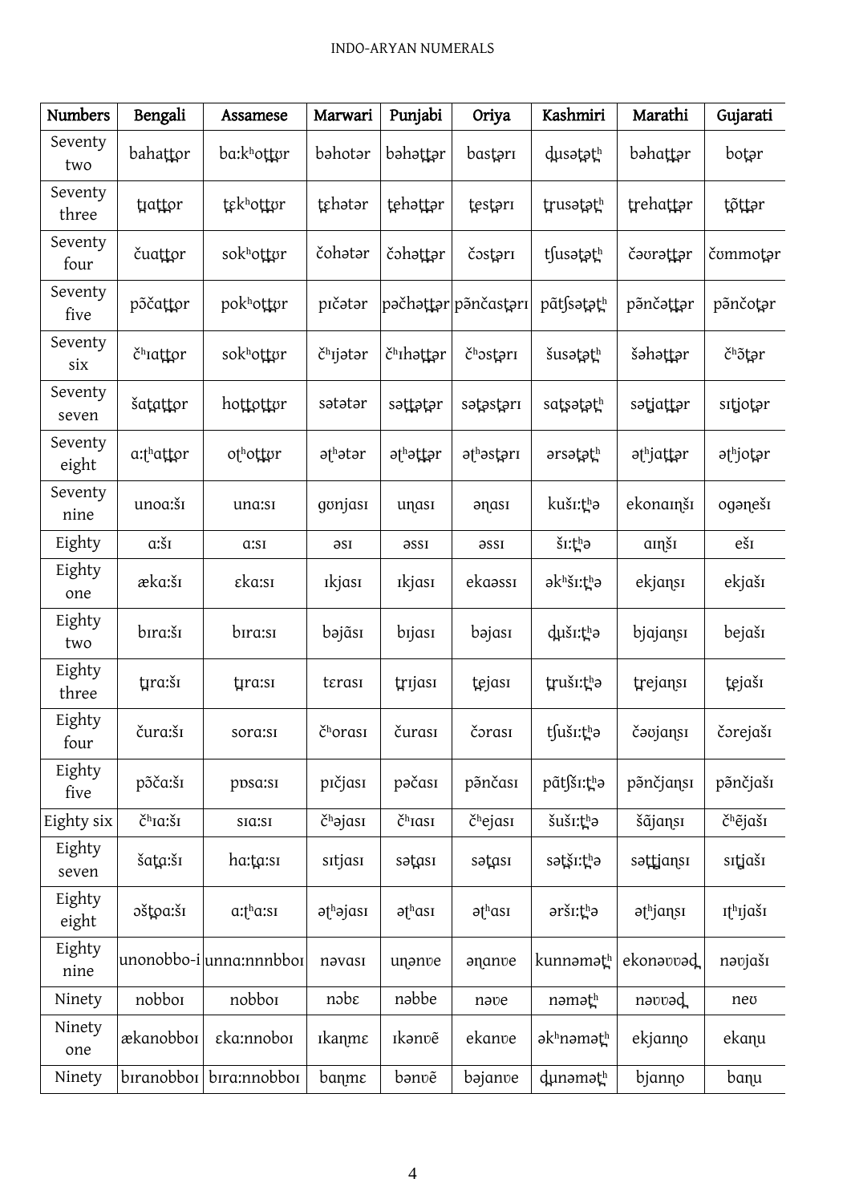| Numbers | Bengali | Assamese | Marwari | Punjabi | Oriya | Kashmiri | Marathi | Gujarati |
|---|---|---|---|---|---|---|---|---|
| Seventy two | bahaṯṯor | ba:kʰoṯṯʊr | bəhotər | bəhəṯṯər | basṯərɪ | d̪usəṯəṯʰ | bəhaṯṯər | boṯər |
| Seventy three | ṯɪaṯṯor | ṯɛkʰoṯṯʊr | ṯɛhətər | ṯehəṯṯər | ṯesṯərɪ | ṯrusəṯəṯʰ | ṯrehaṯṯər | ṯõṯṯər |
| Seventy four | čuaṯṯor | sokʰoṯṯʊr | čohətər | čəhəṯṯər | čɔsṯərɪ | tʃusəṯəṯʰ | čəʊraṯṯər | čʊmmoṯər |
| Seventy five | pɔ̃čaṯṯor | pokʰoṯṯʊr | pɪčətər | pəčhəṯṯər | pə̃nčasṯərɪ | pãtʃsəṯəṯʰ | pə̃nčəṯṯər | pə̃nčoṯər |
| Seventy six | čʰɪaṯṯor | sokʰoṯṯʊr | čʰɪjətər | čʰɪhəṯṯər | čʰɔsṯərɪ | šusəṯəṯʰ | šəhəṯṯər | čʰə̃ṯər |
| Seventy seven | šaṯaṯṯor | hoṯṯoṯṯʊr | sətətər | səṯṯəṯər | səṯəsṯərɪ | saṯsəṯəṯʰ | səṯjaṯṯər | sɪṯjoṯər |
| Seventy eight | a:ṯʰaṯṯor | oṯʰoṯṯʊr | əṯʰətər | əṯʰəṯṯər | əṯʰəsṯərɪ | ərsəṯəṯʰ | əṯʰjaṯṯər | əṯʰjoṯər |
| Seventy nine | unoa:šɪ | una:sɪ | gʊnjasɪ | uɳasɪ | əɳasɪ | kušɪ:ṯʰə | ekonaɪŋšɪ | ogəɳešɪ |
| Eighty | a:šɪ | a:sɪ | əsɪ | əssɪ | əssɪ | šɪ:ṯʰə | aɪŋšɪ | ešɪ |
| Eighty one | æka:šɪ | ɛka:sɪ | ɪkjasɪ | ɪkjasɪ | ekaəssɪ | əkʰšɪ:ṯʰə | ekjaɳsɪ | ekjašɪ |
| Eighty two | bɪra:šɪ | bɪra:sɪ | bəjãsɪ | bɪjasɪ | bəjasɪ | d̪ušɪ:ṯʰə | bjajaɳsɪ | bejašɪ |
| Eighty three | ṯra:šɪ | ṯra:sɪ | tɛrasɪ | ṯrɪjasɪ | ṯejasɪ | ṯrušɪ:ṯʰə | ṯrejaɳsɪ | ṯejašɪ |
| Eighty four | čura:šɪ | sora:sɪ | čʰorasɪ | čurasɪ | čɔrasɪ | tʃušɪ:ṯʰə | čəʊjaɳsɪ | čɔrejašɪ |
| Eighty five | pɔ̃ča:šɪ | pɒsa:sɪ | pɪčjasɪ | pəčasɪ | pə̃nčasɪ | pãtʃšɪ:ṯʰə | pə̃nčjaɳsɪ | pə̃nčjašɪ |
| Eighty six | čʰɪa:šɪ | sɪa:sɪ | čʰəjasɪ | čʰɪasɪ | čʰejasɪ | šušɪ:ṯʰə | šãjaɳsɪ | čʰẽjašɪ |
| Eighty seven | šaṯa:šɪ | ha:ṯa:sɪ | sɪtjasɪ | səṯasɪ | səṯasɪ | səṯšɪ:ṯʰə | səṯṯjaɳsɪ | sɪṯjašɪ |
| Eighty eight | əšṯoa:šɪ | a:ṯʰa:sɪ | əṯʰəjasɪ | əṯʰasɪ | əṯʰasɪ | əršɪ:ṯʰə | əṯʰjaɳsɪ | ɪṯʰɪjašɪ |
| Eighty nine | unonobbo-i | unna:nnnbboɪ | nəvasɪ | unənʋe | əɳanʋe | kunnəməṯʰ | ekonəʋʋəḓ | nəʋjašɪ |
| Ninety | nobboɪ | nobboɪ | nəbɛ | nəbbe | nəʋe | nəməṯʰ | nəʋʋəḓ | neʊ |
| Ninety one | ækanobboɪ | ɛka:nnoboɪ | ɪkaɳmɛ | ɪkənʋẽ | ekanʋe | əkʰnəməṯʰ | ekjanɳo | ekaɳu |
| Ninety | bɪranobboɪ | bɪra:nnobboɪ | baɳmɛ | bənʋẽ | bəjanʋe | d̪unəməṯʰ | bjanɳo | baɳu |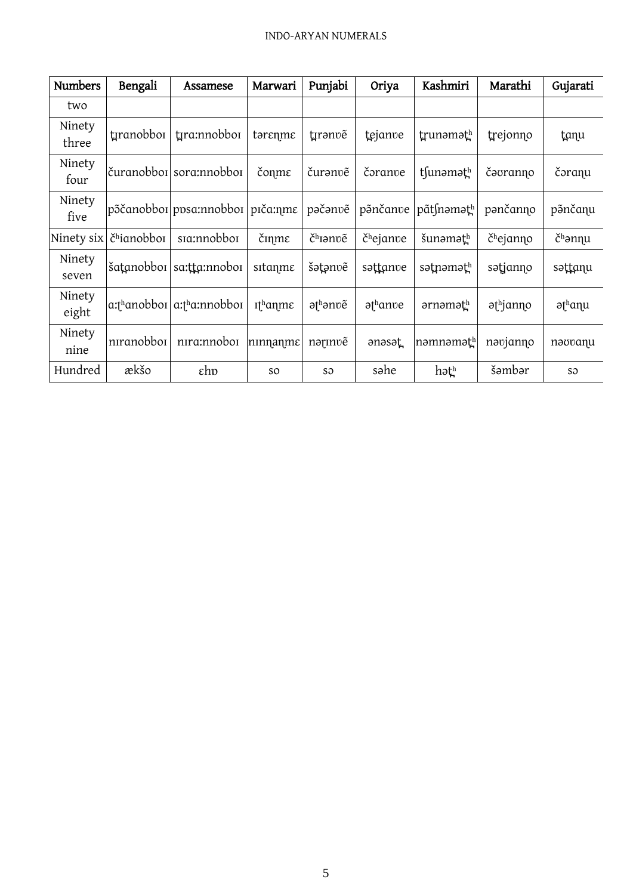| Numbers | Bengali | Assamese | Marwari | Punjabi | Oriya | Kashmiri | Marathi | Gujarati |
|---|---|---|---|---|---|---|---|---|
| two | | | | | | | | |
| Ninety three | t̪ranobboɪ | t̪ra:nnobboɪ | tərɛɳmɛ | t̪rənʋẽ | t̪ejanʋe | t̪runəmət̪ʰ | t̪rejonɳo | t̪aɳu |
| Ninety four | čuranobboɪ | sora:nnobboɪ | čoɳmɛ | čurənʋẽ | čɔranʋe | tʃunəmət̪ʰ | čəʊranɳo | čɔraɳu |
| Ninety five | pɔ̃čanobboɪ | pɒsa:nnobboɪ | pɪča:ɳmɛ | pəčənʋẽ | pɑ̃nčanʋe | pɑ̃tʃnəmət̪ʰ | pənčanɳo | pɑ̃nčaɳu |
| Ninety six | čʰianobboɪ | sɪa:nnobboɪ | čɪɳmɛ | čʰɪənʋẽ | čʰejanʋe | šunəmət̪ʰ | čʰejanɳo | čʰənɳu |
| Ninety seven | šat̪anobboɪ | sa:t̪t̪a:nnoboɪ | sɪtaɳmɛ | šət̪ənʋẽ | sət̪t̪anʋe | sət̪nəmət̪ʰ | sət̪janɳo | sət̪t̪aɳu |
| Ninety eight | a:ʈʰanobboɪ | a:ʈʰa:nnobboɪ | ɪʈʰaɳmɛ | əʈʰənʋẽ | əʈʰanʋe | ərnəmət̪ʰ | əʈʰjanɳo | əʈʰaɳu |
| Ninety nine | nɪranobboɪ | nɪra:nnoboɪ | nɪnɳaɳmɛ | nəɽɪnʋẽ | ənəsəʈ | nəmnəmət̪ʰ | nəʊjanɳo | nəʊʋaɳu |
| Hundred | ækšo | ɛhɒ | so | sɔ | səhe | hət̪ʰ | šəmbər | sɔ |